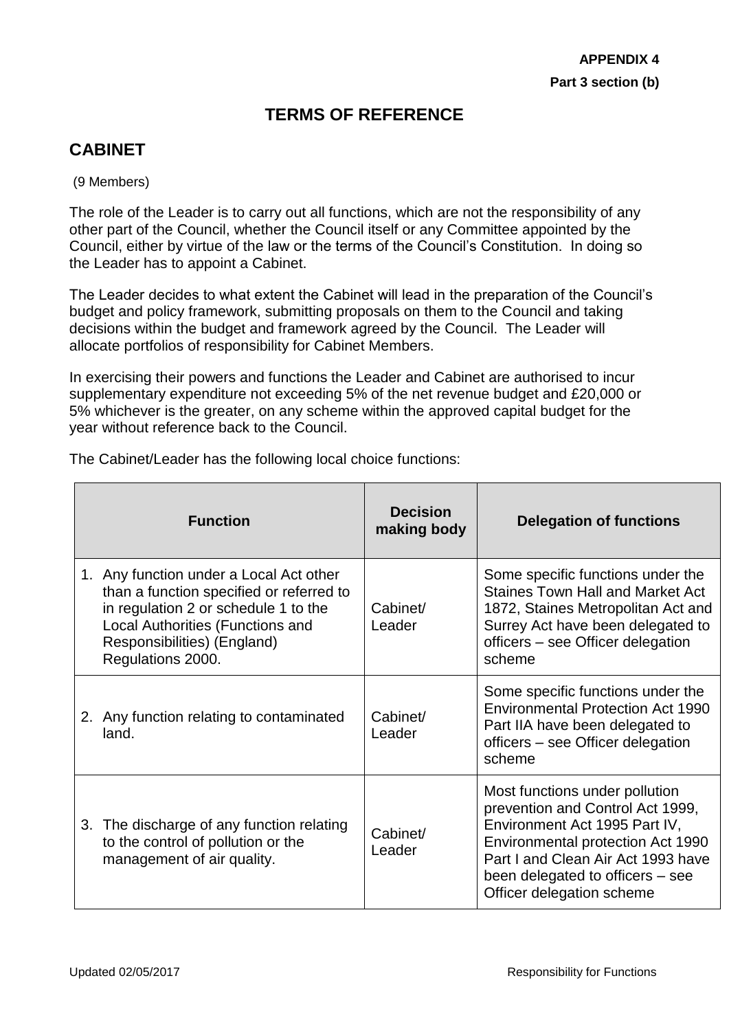**APPENDIX 4**

**Part 3 section (b)**

# TERMS OF REFERENCE

## CABINET

(9 Members)

The role of the Leader is to carry out all functions, which are not the responsibility of any other part of the Council, whether the Council itself or any Committee appointed by the Council, either by virtue of the law or the terms of the Council's Constitution. In doing so the Leader has to appoint a Cabinet.

The Leader decides to what extent the Cabinet will lead in the preparation of the Council's budget and policy framework, submitting proposals on them to the Council and taking decisions within the budget and framework agreed by the Council. The Leader will allocate portfolios of responsibility for Cabinet Members.

In exercising their powers and functions the Leader and Cabinet are authorised to incur supplementary expenditure not exceeding 5% of the net revenue budget and £20,000 or 5% whichever is the greater, on any scheme within the approved capital budget for the year without reference back to the Council.

The Cabinet/Leader has the following local choice functions:

| Function | Decision making body | Delegation of functions |
|---|---|---|
| 1. Any function under a Local Act other than a function specified or referred to in regulation 2 or schedule 1 to the Local Authorities (Functions and Responsibilities) (England) Regulations 2000. | Cabinet/ Leader | Some specific functions under the Staines Town Hall and Market Act 1872, Staines Metropolitan Act and Surrey Act have been delegated to officers – see Officer delegation scheme |
| 2. Any function relating to contaminated land. | Cabinet/ Leader | Some specific functions under the Environmental Protection Act 1990 Part IIA have been delegated to officers – see Officer delegation scheme |
| 3. The discharge of any function relating to the control of pollution or the management of air quality. | Cabinet/ Leader | Most functions under pollution prevention and Control Act 1999, Environment Act 1995 Part IV, Environmental protection Act 1990 Part I and Clean Air Act 1993 have been delegated to officers – see Officer delegation scheme |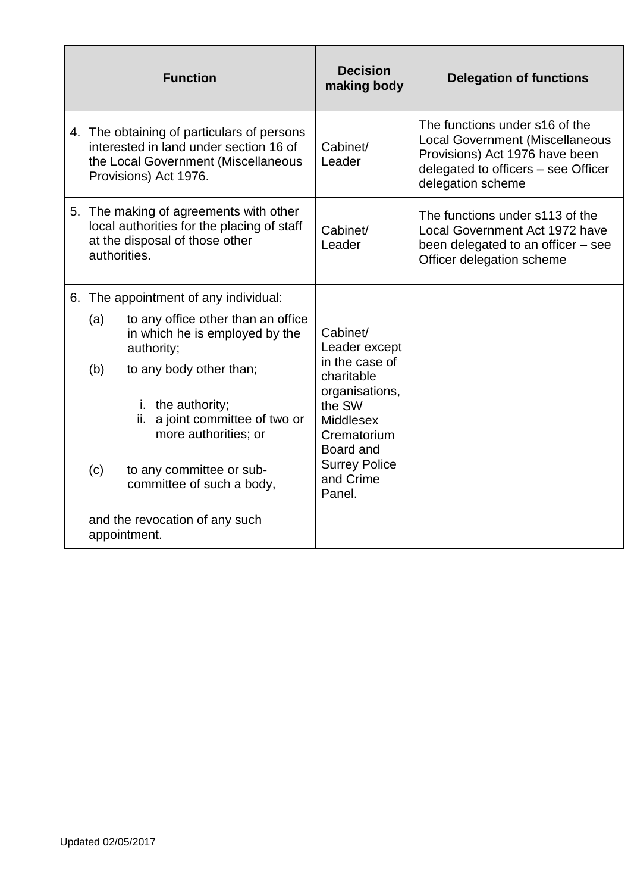| Function | Decision making body | Delegation of functions |
|---|---|---|
| 4. The obtaining of particulars of persons interested in land under section 16 of the Local Government (Miscellaneous Provisions) Act 1976. | Cabinet/ Leader | The functions under s16 of the Local Government (Miscellaneous Provisions) Act 1976 have been delegated to officers – see Officer delegation scheme |
| 5. The making of agreements with other local authorities for the placing of staff at the disposal of those other authorities. | Cabinet/ Leader | The functions under s113 of the Local Government Act 1972 have been delegated to an officer – see Officer delegation scheme |
| 6. The appointment of any individual: (a) to any office other than an office in which he is employed by the authority; (b) to any body other than; i. the authority; ii. a joint committee of two or more authorities; or (c) to any committee or sub-committee of such a body, and the revocation of any such appointment. | Cabinet/ Leader except in the case of charitable organisations, the SW Middlesex Crematorium Board and Surrey Police and Crime Panel. | |

Updated 02/05/2017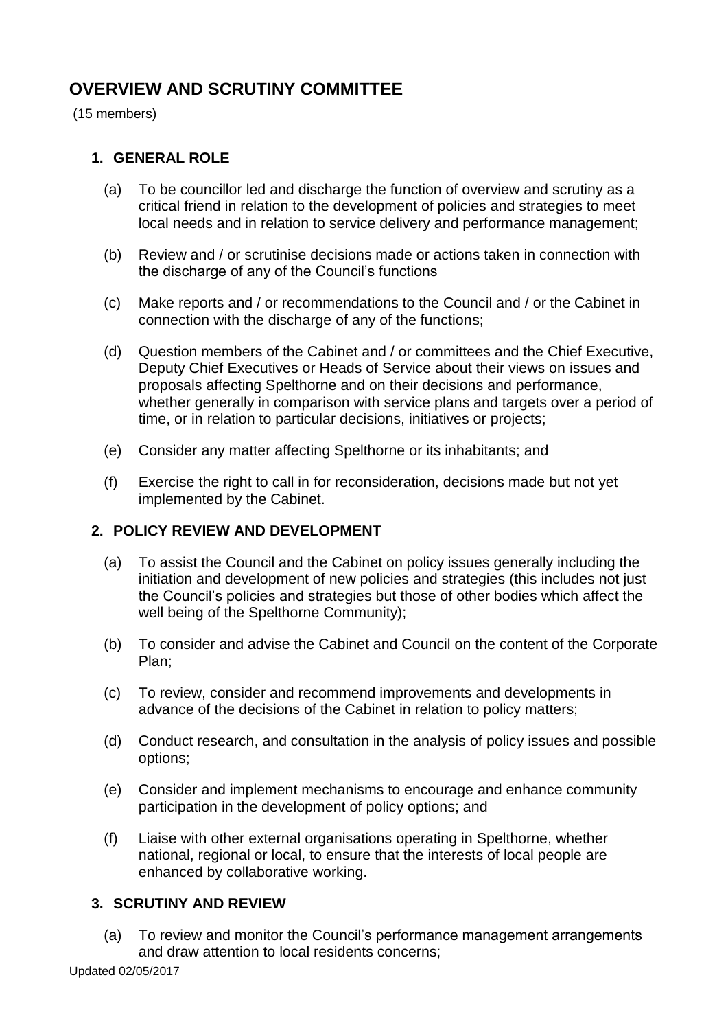# OVERVIEW AND SCRUTINY COMMITTEE

(15 members)

## 1. GENERAL ROLE

(a) To be councillor led and discharge the function of overview and scrutiny as a critical friend in relation to the development of policies and strategies to meet local needs and in relation to service delivery and performance management;

(b) Review and / or scrutinise decisions made or actions taken in connection with the discharge of any of the Council's functions

(c) Make reports and / or recommendations to the Council and / or the Cabinet in connection with the discharge of any of the functions;

(d) Question members of the Cabinet and / or committees and the Chief Executive, Deputy Chief Executives or Heads of Service about their views on issues and proposals affecting Spelthorne and on their decisions and performance, whether generally in comparison with service plans and targets over a period of time, or in relation to particular decisions, initiatives or projects;

(e) Consider any matter affecting Spelthorne or its inhabitants; and

(f) Exercise the right to call in for reconsideration, decisions made but not yet implemented by the Cabinet.

## 2. POLICY REVIEW AND DEVELOPMENT

(a) To assist the Council and the Cabinet on policy issues generally including the initiation and development of new policies and strategies (this includes not just the Council's policies and strategies but those of other bodies which affect the well being of the Spelthorne Community);

(b) To consider and advise the Cabinet and Council on the content of the Corporate Plan;

(c) To review, consider and recommend improvements and developments in advance of the decisions of the Cabinet in relation to policy matters;

(d) Conduct research, and consultation in the analysis of policy issues and possible options;

(e) Consider and implement mechanisms to encourage and enhance community participation in the development of policy options; and

(f) Liaise with other external organisations operating in Spelthorne, whether national, regional or local, to ensure that the interests of local people are enhanced by collaborative working.

## 3. SCRUTINY AND REVIEW

(a) To review and monitor the Council's performance management arrangements and draw attention to local residents concerns;

Updated 02/05/2017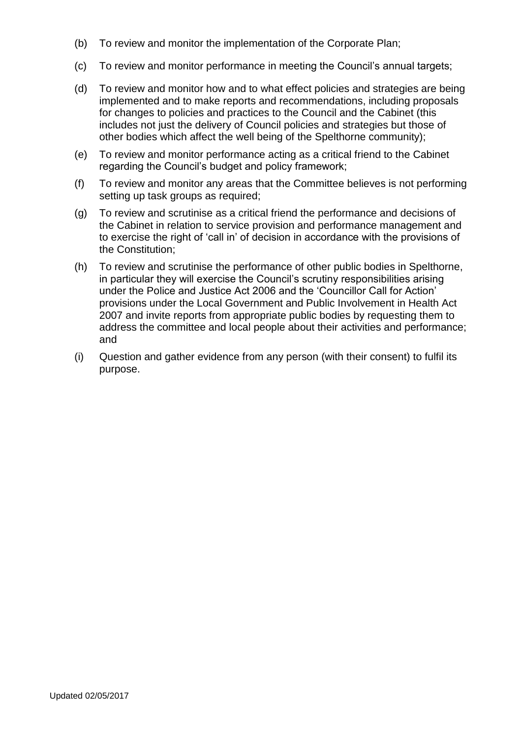(b) To review and monitor the implementation of the Corporate Plan;

(c) To review and monitor performance in meeting the Council's annual targets;

(d) To review and monitor how and to what effect policies and strategies are being implemented and to make reports and recommendations, including proposals for changes to policies and practices to the Council and the Cabinet (this includes not just the delivery of Council policies and strategies but those of other bodies which affect the well being of the Spelthorne community);

(e) To review and monitor performance acting as a critical friend to the Cabinet regarding the Council's budget and policy framework;

(f) To review and monitor any areas that the Committee believes is not performing setting up task groups as required;

(g) To review and scrutinise as a critical friend the performance and decisions of the Cabinet in relation to service provision and performance management and to exercise the right of 'call in' of decision in accordance with the provisions of the Constitution;

(h) To review and scrutinise the performance of other public bodies in Spelthorne, in particular they will exercise the Council's scrutiny responsibilities arising under the Police and Justice Act 2006 and the 'Councillor Call for Action' provisions under the Local Government and Public Involvement in Health Act 2007 and invite reports from appropriate public bodies by requesting them to address the committee and local people about their activities and performance; and

(i) Question and gather evidence from any person (with their consent) to fulfil its purpose.

Updated 02/05/2017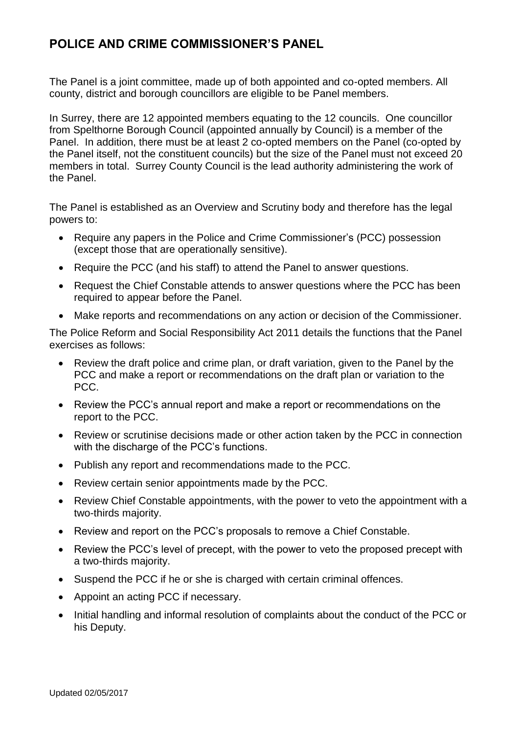## POLICE AND CRIME COMMISSIONER'S PANEL

The Panel is a joint committee, made up of both appointed and co-opted members. All county, district and borough councillors are eligible to be Panel members.

In Surrey, there are 12 appointed members equating to the 12 councils. One councillor from Spelthorne Borough Council (appointed annually by Council) is a member of the Panel. In addition, there must be at least 2 co-opted members on the Panel (co-opted by the Panel itself, not the constituent councils) but the size of the Panel must not exceed 20 members in total. Surrey County Council is the lead authority administering the work of the Panel.

The Panel is established as an Overview and Scrutiny body and therefore has the legal powers to:

- Require any papers in the Police and Crime Commissioner's (PCC) possession (except those that are operationally sensitive).
- Require the PCC (and his staff) to attend the Panel to answer questions.
- Request the Chief Constable attends to answer questions where the PCC has been required to appear before the Panel.
- Make reports and recommendations on any action or decision of the Commissioner.

The Police Reform and Social Responsibility Act 2011 details the functions that the Panel exercises as follows:

- Review the draft police and crime plan, or draft variation, given to the Panel by the PCC and make a report or recommendations on the draft plan or variation to the PCC.
- Review the PCC's annual report and make a report or recommendations on the report to the PCC.
- Review or scrutinise decisions made or other action taken by the PCC in connection with the discharge of the PCC's functions.
- Publish any report and recommendations made to the PCC.
- Review certain senior appointments made by the PCC.
- Review Chief Constable appointments, with the power to veto the appointment with a two-thirds majority.
- Review and report on the PCC's proposals to remove a Chief Constable.
- Review the PCC's level of precept, with the power to veto the proposed precept with a two-thirds majority.
- Suspend the PCC if he or she is charged with certain criminal offences.
- Appoint an acting PCC if necessary.
- Initial handling and informal resolution of complaints about the conduct of the PCC or his Deputy.

Updated 02/05/2017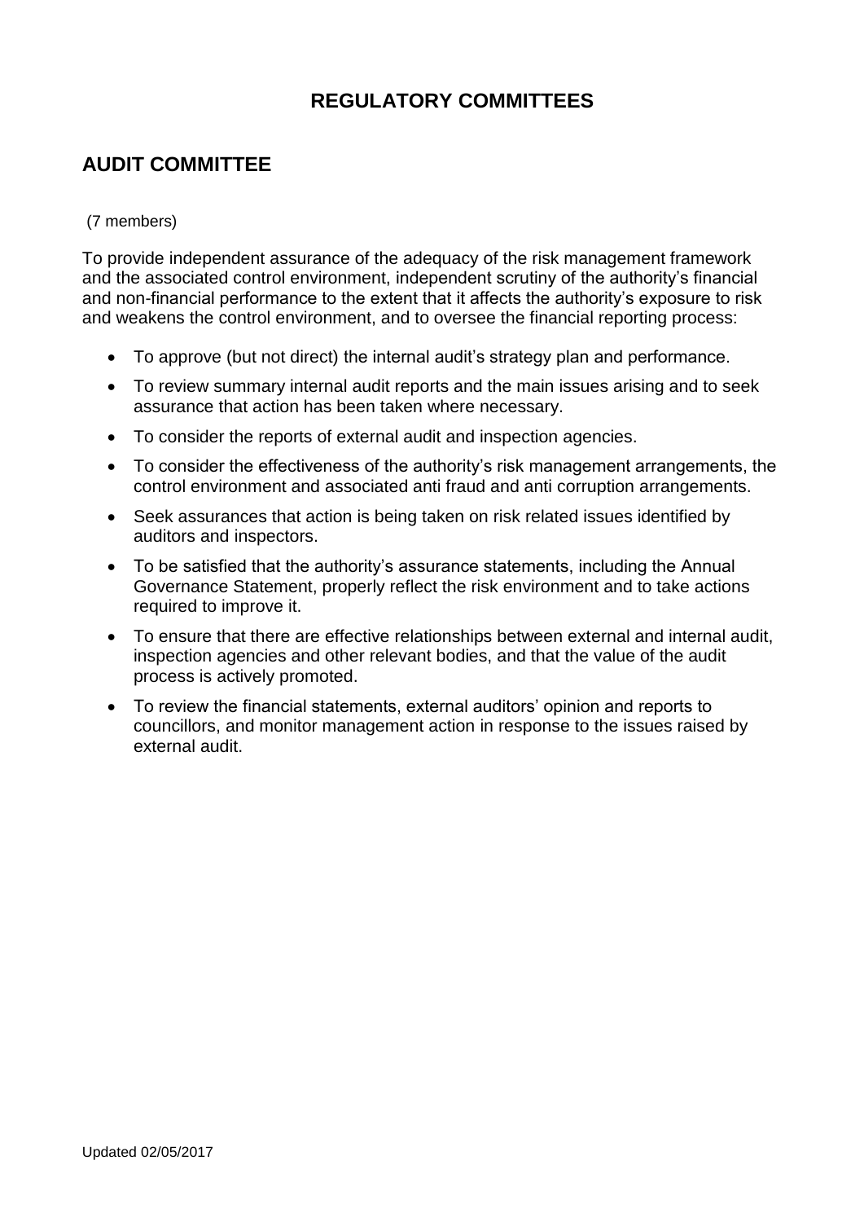# REGULATORY COMMITTEES

## AUDIT COMMITTEE

(7 members)

To provide independent assurance of the adequacy of the risk management framework and the associated control environment, independent scrutiny of the authority's financial and non-financial performance to the extent that it affects the authority's exposure to risk and weakens the control environment, and to oversee the financial reporting process:

- To approve (but not direct) the internal audit's strategy plan and performance.
- To review summary internal audit reports and the main issues arising and to seek assurance that action has been taken where necessary.
- To consider the reports of external audit and inspection agencies.
- To consider the effectiveness of the authority's risk management arrangements, the control environment and associated anti fraud and anti corruption arrangements.
- Seek assurances that action is being taken on risk related issues identified by auditors and inspectors.
- To be satisfied that the authority's assurance statements, including the Annual Governance Statement, properly reflect the risk environment and to take actions required to improve it.
- To ensure that there are effective relationships between external and internal audit, inspection agencies and other relevant bodies, and that the value of the audit process is actively promoted.
- To review the financial statements, external auditors' opinion and reports to councillors, and monitor management action in response to the issues raised by external audit.

Updated 02/05/2017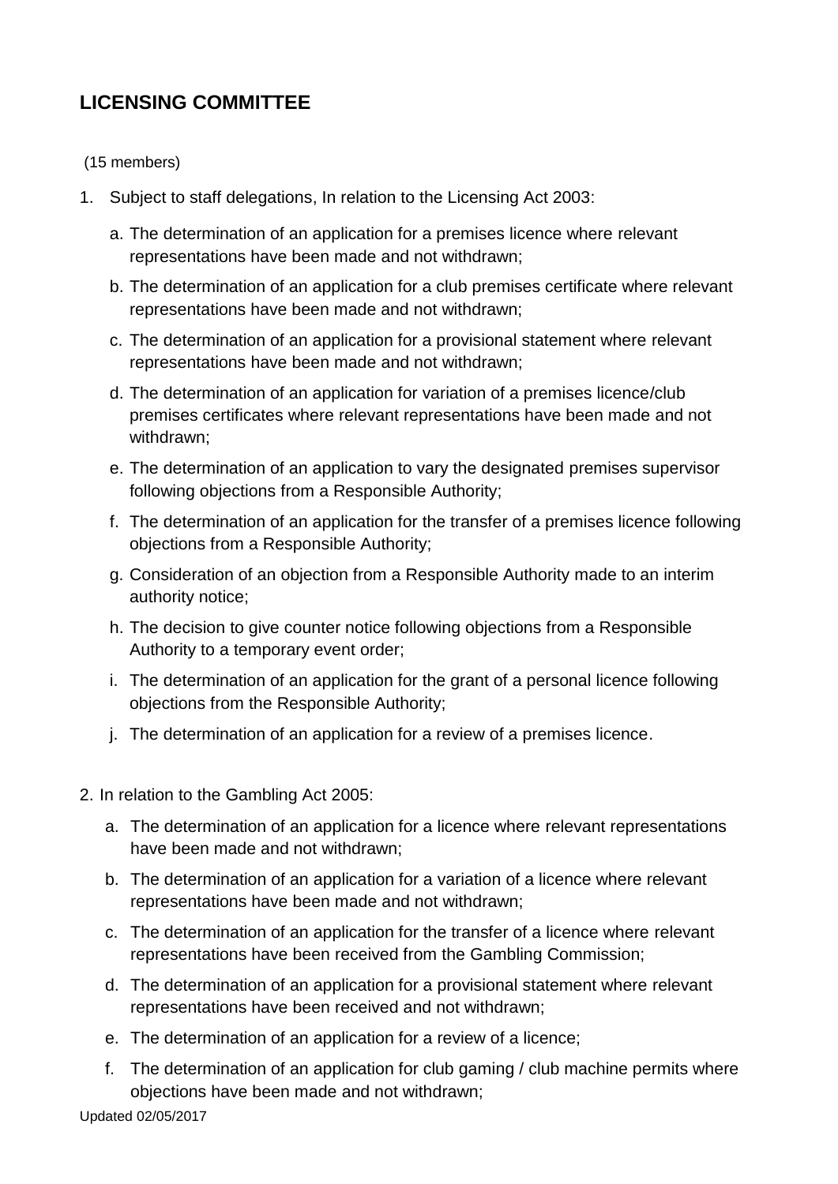## LICENSING COMMITTEE

(15 members)

1. Subject to staff delegations, In relation to the Licensing Act 2003:
    a. The determination of an application for a premises licence where relevant representations have been made and not withdrawn;
    b. The determination of an application for a club premises certificate where relevant representations have been made and not withdrawn;
    c. The determination of an application for a provisional statement where relevant representations have been made and not withdrawn;
    d. The determination of an application for variation of a premises licence/club premises certificates where relevant representations have been made and not withdrawn;
    e. The determination of an application to vary the designated premises supervisor following objections from a Responsible Authority;
    f. The determination of an application for the transfer of a premises licence following objections from a Responsible Authority;
    g. Consideration of an objection from a Responsible Authority made to an interim authority notice;
    h. The decision to give counter notice following objections from a Responsible Authority to a temporary event order;
    i. The determination of an application for the grant of a personal licence following objections from the Responsible Authority;
    j. The determination of an application for a review of a premises licence.

2. In relation to the Gambling Act 2005:
    a. The determination of an application for a licence where relevant representations have been made and not withdrawn;
    b. The determination of an application for a variation of a licence where relevant representations have been made and not withdrawn;
    c. The determination of an application for the transfer of a licence where relevant representations have been received from the Gambling Commission;
    d. The determination of an application for a provisional statement where relevant representations have been received and not withdrawn;
    e. The determination of an application for a review of a licence;
    f. The determination of an application for club gaming / club machine permits where objections have been made and not withdrawn;

Updated 02/05/2017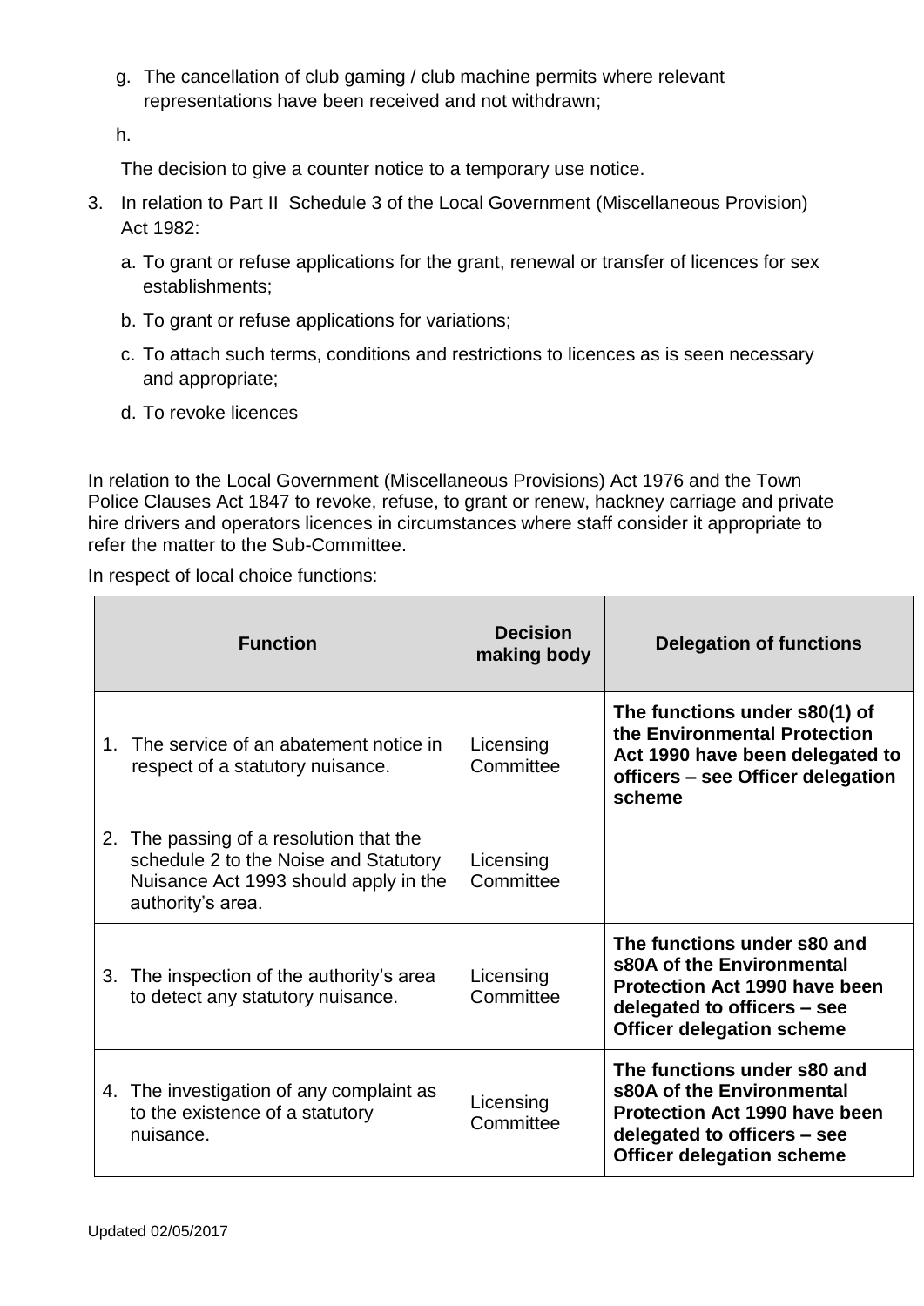g. The cancellation of club gaming / club machine permits where relevant representations have been received and not withdrawn;

h.

The decision to give a counter notice to a temporary use notice.

3. In relation to Part II Schedule 3 of the Local Government (Miscellaneous Provision) Act 1982:

   a. To grant or refuse applications for the grant, renewal or transfer of licences for sex establishments;

   b. To grant or refuse applications for variations;

   c. To attach such terms, conditions and restrictions to licences as is seen necessary and appropriate;

   d. To revoke licences

In relation to the Local Government (Miscellaneous Provisions) Act 1976 and the Town Police Clauses Act 1847 to revoke, refuse, to grant or renew, hackney carriage and private hire drivers and operators licences in circumstances where staff consider it appropriate to refer the matter to the Sub-Committee.

In respect of local choice functions:

| Function | Decision making body | Delegation of functions |
|---|---|---|
| 1. The service of an abatement notice in respect of a statutory nuisance. | Licensing Committee | **The functions under s80(1) of the Environmental Protection Act 1990 have been delegated to officers – see Officer delegation scheme** |
| 2. The passing of a resolution that the schedule 2 to the Noise and Statutory Nuisance Act 1993 should apply in the authority's area. | Licensing Committee | |
| 3. The inspection of the authority's area to detect any statutory nuisance. | Licensing Committee | **The functions under s80 and s80A of the Environmental Protection Act 1990 have been delegated to officers – see Officer delegation scheme** |
| 4. The investigation of any complaint as to the existence of a statutory nuisance. | Licensing Committee | **The functions under s80 and s80A of the Environmental Protection Act 1990 have been delegated to officers – see Officer delegation scheme** |

Updated 02/05/2017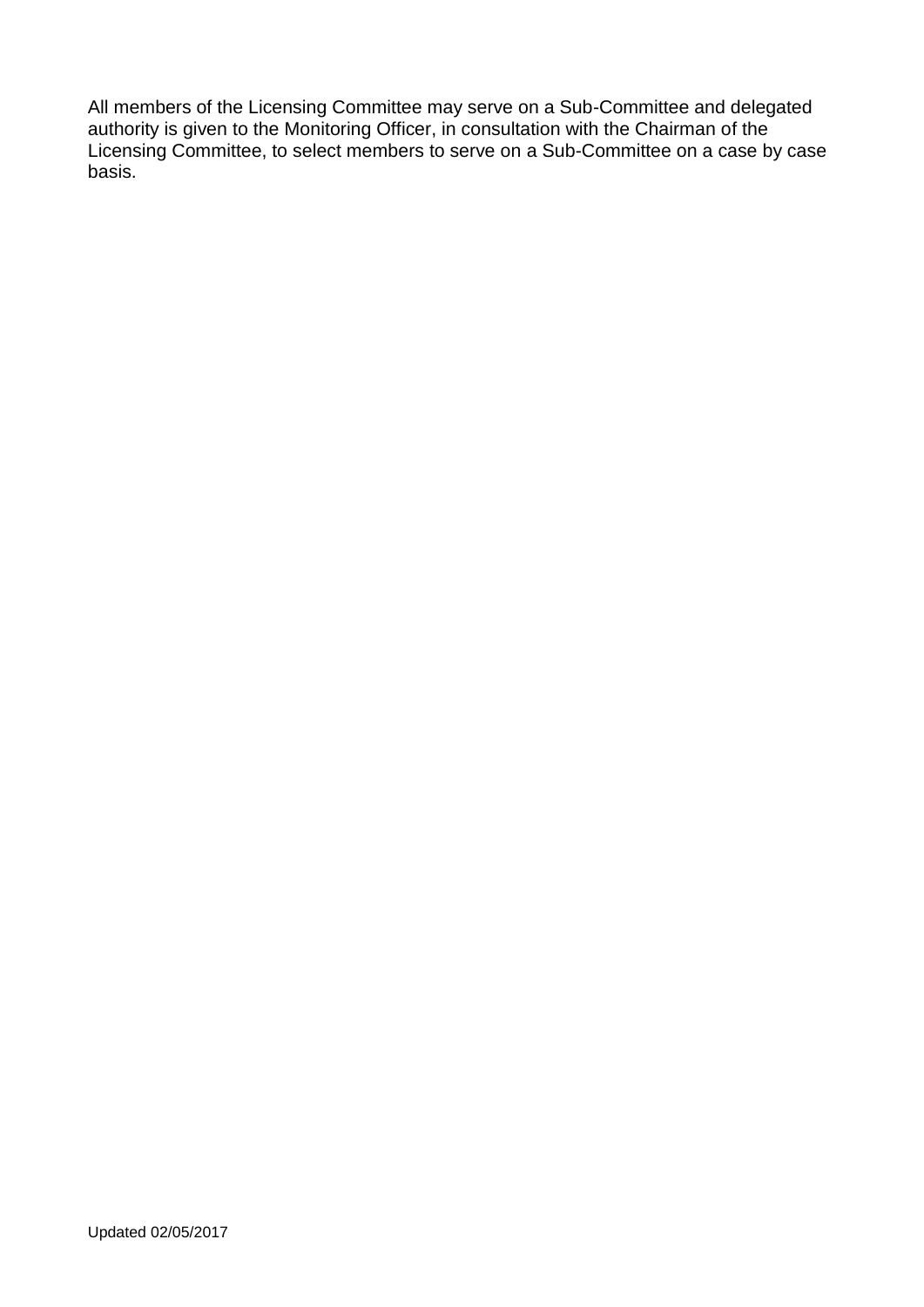All members of the Licensing Committee may serve on a Sub-Committee and delegated authority is given to the Monitoring Officer, in consultation with the Chairman of the Licensing Committee, to select members to serve on a Sub-Committee on a case by case basis.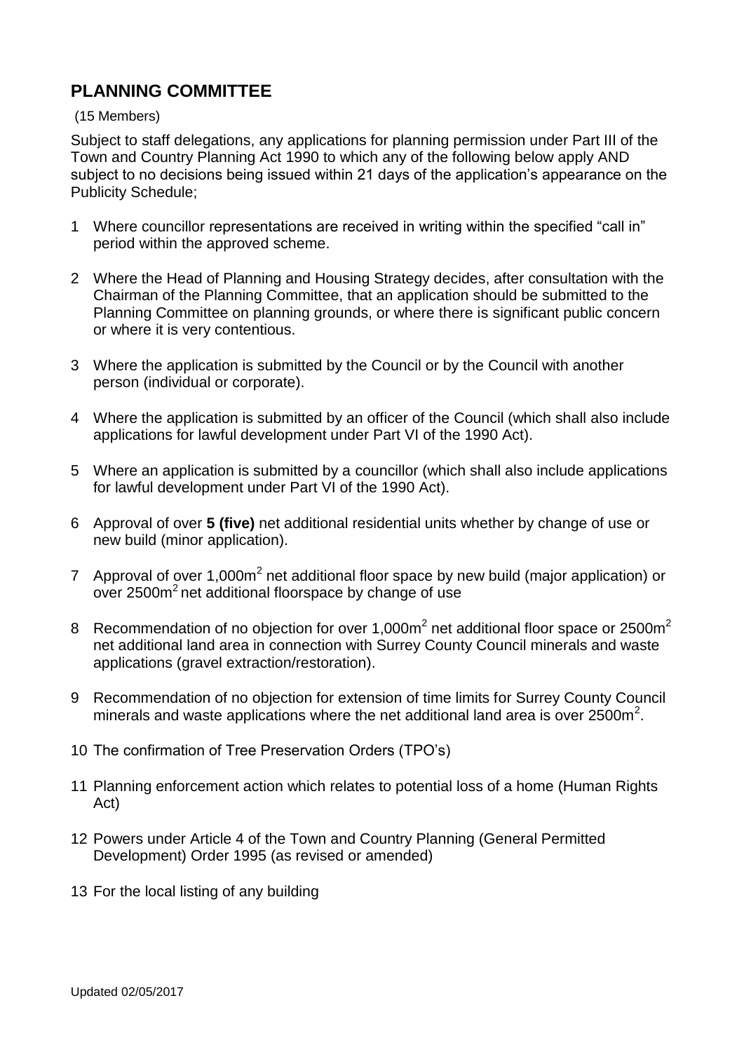## PLANNING COMMITTEE

(15 Members)

Subject to staff delegations, any applications for planning permission under Part III of the Town and Country Planning Act 1990 to which any of the following below apply AND subject to no decisions being issued within 21 days of the application's appearance on the Publicity Schedule;

1. Where councillor representations are received in writing within the specified "call in" period within the approved scheme.
2. Where the Head of Planning and Housing Strategy decides, after consultation with the Chairman of the Planning Committee, that an application should be submitted to the Planning Committee on planning grounds, or where there is significant public concern or where it is very contentious.
3. Where the application is submitted by the Council or by the Council with another person (individual or corporate).
4. Where the application is submitted by an officer of the Council (which shall also include applications for lawful development under Part VI of the 1990 Act).
5. Where an application is submitted by a councillor (which shall also include applications for lawful development under Part VI of the 1990 Act).
6. Approval of over **5 (five)** net additional residential units whether by change of use or new build (minor application).
7. Approval of over 1,000m$^2$ net additional floor space by new build (major application) or over 2500m$^2$ net additional floorspace by change of use
8. Recommendation of no objection for over 1,000m$^2$ net additional floor space or 2500m$^2$ net additional land area in connection with Surrey County Council minerals and waste applications (gravel extraction/restoration).
9. Recommendation of no objection for extension of time limits for Surrey County Council minerals and waste applications where the net additional land area is over 2500m$^2$.
10. The confirmation of Tree Preservation Orders (TPO's)
11. Planning enforcement action which relates to potential loss of a home (Human Rights Act)
12. Powers under Article 4 of the Town and Country Planning (General Permitted Development) Order 1995 (as revised or amended)
13. For the local listing of any building

Updated 02/05/2017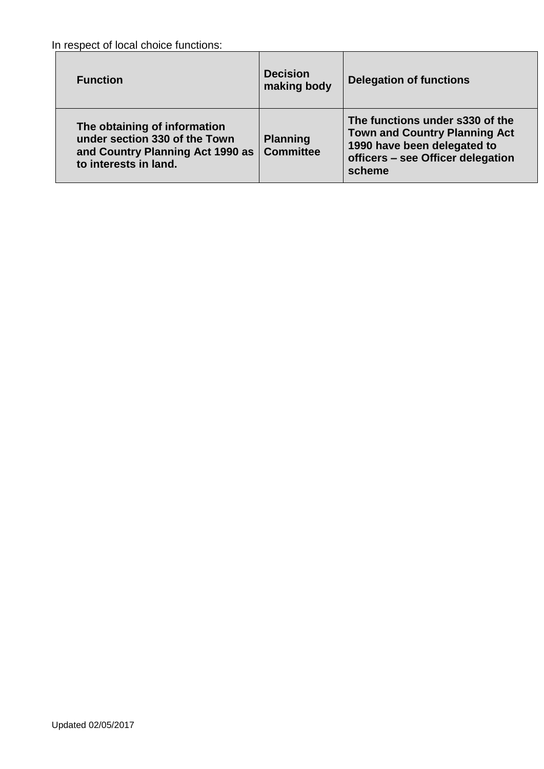In respect of local choice functions:

| Function | Decision making body | Delegation of functions |
| --- | --- | --- |
| **The obtaining of information under section 330 of the Town and Country Planning Act 1990 as to interests in land.** | **Planning Committee** | **The functions under s330 of the Town and Country Planning Act 1990 have been delegated to officers – see Officer delegation scheme** |

Updated 02/05/2017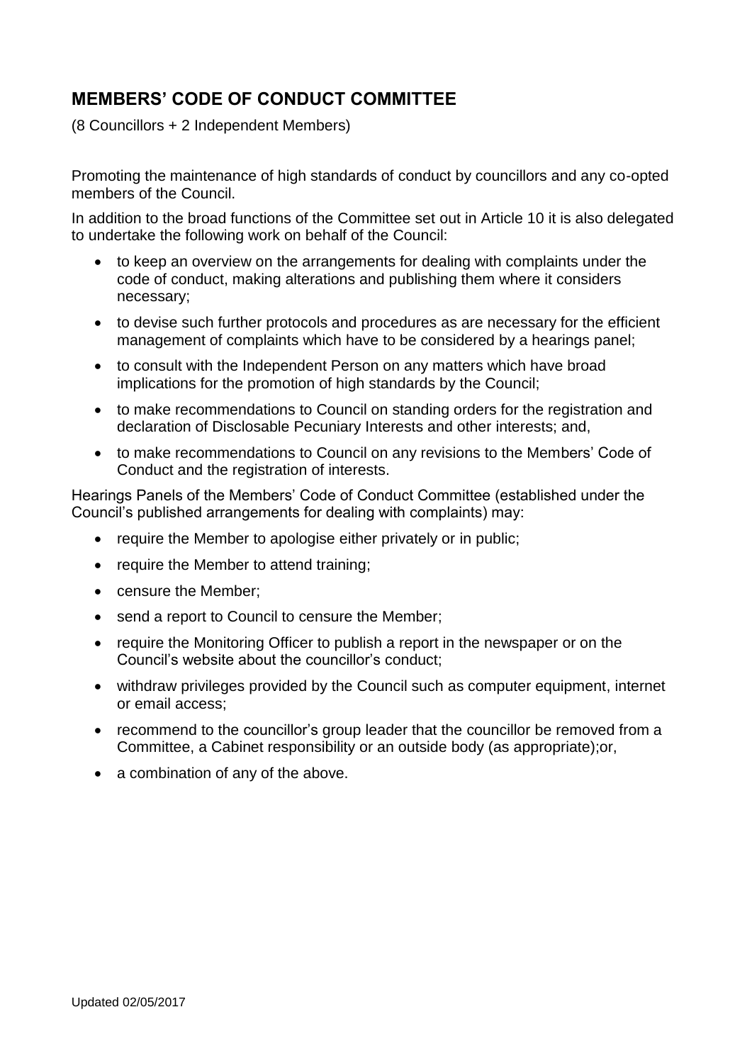## MEMBERS' CODE OF CONDUCT COMMITTEE

(8 Councillors + 2 Independent Members)

Promoting the maintenance of high standards of conduct by councillors and any co-opted members of the Council.

In addition to the broad functions of the Committee set out in Article 10 it is also delegated to undertake the following work on behalf of the Council:

- to keep an overview on the arrangements for dealing with complaints under the code of conduct, making alterations and publishing them where it considers necessary;
- to devise such further protocols and procedures as are necessary for the efficient management of complaints which have to be considered by a hearings panel;
- to consult with the Independent Person on any matters which have broad implications for the promotion of high standards by the Council;
- to make recommendations to Council on standing orders for the registration and declaration of Disclosable Pecuniary Interests and other interests; and,
- to make recommendations to Council on any revisions to the Members' Code of Conduct and the registration of interests.

Hearings Panels of the Members' Code of Conduct Committee (established under the Council's published arrangements for dealing with complaints) may:

- require the Member to apologise either privately or in public;
- require the Member to attend training;
- censure the Member;
- send a report to Council to censure the Member;
- require the Monitoring Officer to publish a report in the newspaper or on the Council's website about the councillor's conduct;
- withdraw privileges provided by the Council such as computer equipment, internet or email access;
- recommend to the councillor's group leader that the councillor be removed from a Committee, a Cabinet responsibility or an outside body (as appropriate);or,
- a combination of any of the above.

Updated 02/05/2017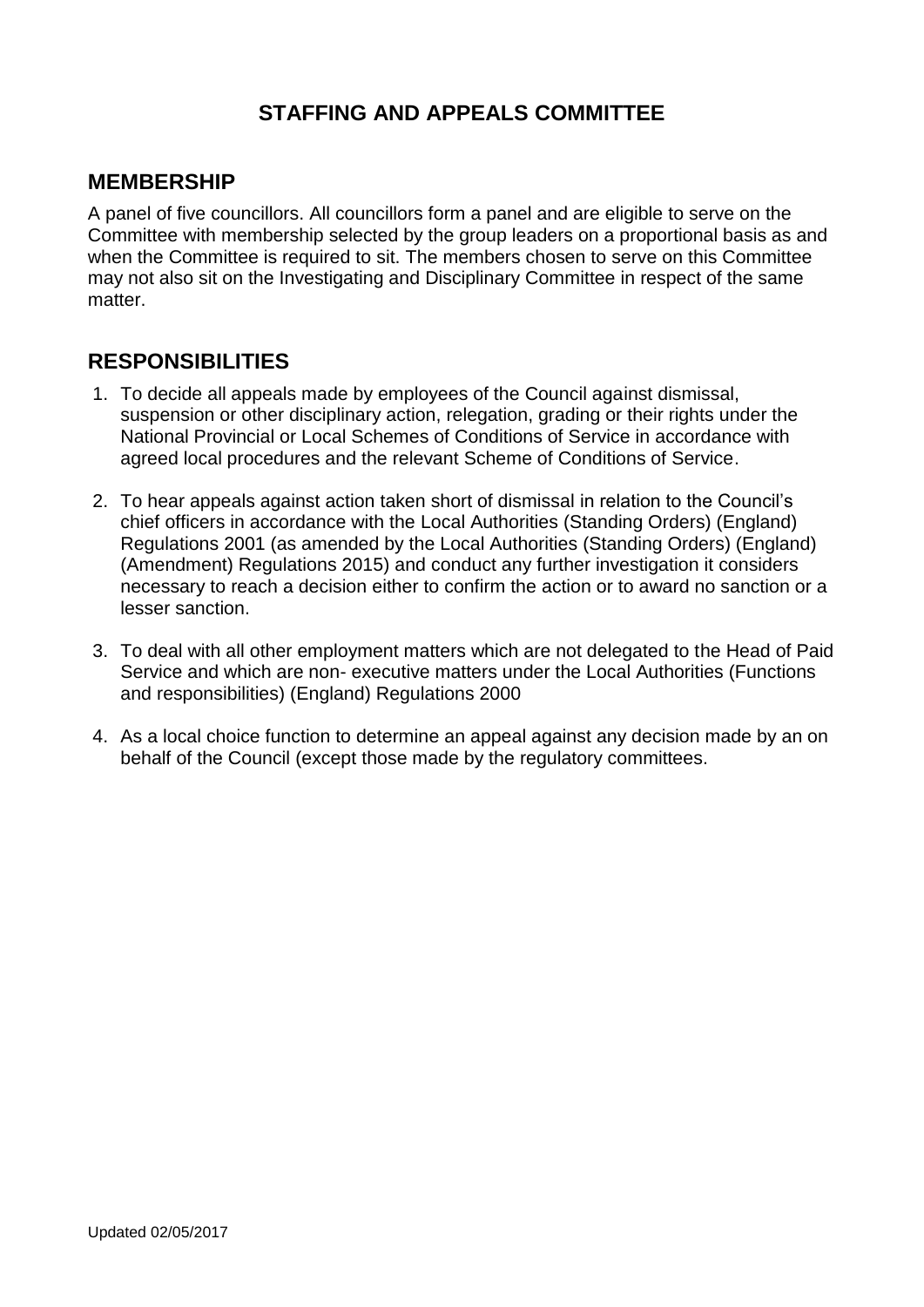# STAFFING AND APPEALS COMMITTEE

## MEMBERSHIP

A panel of five councillors. All councillors form a panel and are eligible to serve on the Committee with membership selected by the group leaders on a proportional basis as and when the Committee is required to sit. The members chosen to serve on this Committee may not also sit on the Investigating and Disciplinary Committee in respect of the same matter.

## RESPONSIBILITIES

1. To decide all appeals made by employees of the Council against dismissal, suspension or other disciplinary action, relegation, grading or their rights under the National Provincial or Local Schemes of Conditions of Service in accordance with agreed local procedures and the relevant Scheme of Conditions of Service.
2. To hear appeals against action taken short of dismissal in relation to the Council's chief officers in accordance with the Local Authorities (Standing Orders) (England) Regulations 2001 (as amended by the Local Authorities (Standing Orders) (England) (Amendment) Regulations 2015) and conduct any further investigation it considers necessary to reach a decision either to confirm the action or to award no sanction or a lesser sanction.
3. To deal with all other employment matters which are not delegated to the Head of Paid Service and which are non- executive matters under the Local Authorities (Functions and responsibilities) (England) Regulations 2000
4. As a local choice function to determine an appeal against any decision made by an on behalf of the Council (except those made by the regulatory committees.

Updated 02/05/2017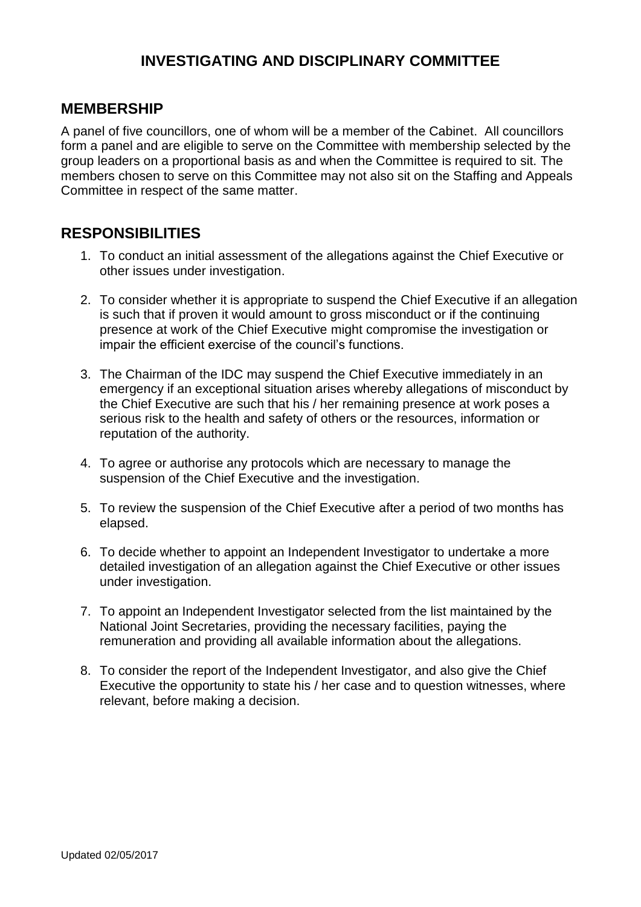# INVESTIGATING AND DISCIPLINARY COMMITTEE

## MEMBERSHIP

A panel of five councillors, one of whom will be a member of the Cabinet. All councillors form a panel and are eligible to serve on the Committee with membership selected by the group leaders on a proportional basis as and when the Committee is required to sit. The members chosen to serve on this Committee may not also sit on the Staffing and Appeals Committee in respect of the same matter.

## RESPONSIBILITIES

1. To conduct an initial assessment of the allegations against the Chief Executive or other issues under investigation.

2. To consider whether it is appropriate to suspend the Chief Executive if an allegation is such that if proven it would amount to gross misconduct or if the continuing presence at work of the Chief Executive might compromise the investigation or impair the efficient exercise of the council's functions.

3. The Chairman of the IDC may suspend the Chief Executive immediately in an emergency if an exceptional situation arises whereby allegations of misconduct by the Chief Executive are such that his / her remaining presence at work poses a serious risk to the health and safety of others or the resources, information or reputation of the authority.

4. To agree or authorise any protocols which are necessary to manage the suspension of the Chief Executive and the investigation.

5. To review the suspension of the Chief Executive after a period of two months has elapsed.

6. To decide whether to appoint an Independent Investigator to undertake a more detailed investigation of an allegation against the Chief Executive or other issues under investigation.

7. To appoint an Independent Investigator selected from the list maintained by the National Joint Secretaries, providing the necessary facilities, paying the remuneration and providing all available information about the allegations.

8. To consider the report of the Independent Investigator, and also give the Chief Executive the opportunity to state his / her case and to question witnesses, where relevant, before making a decision.

Updated 02/05/2017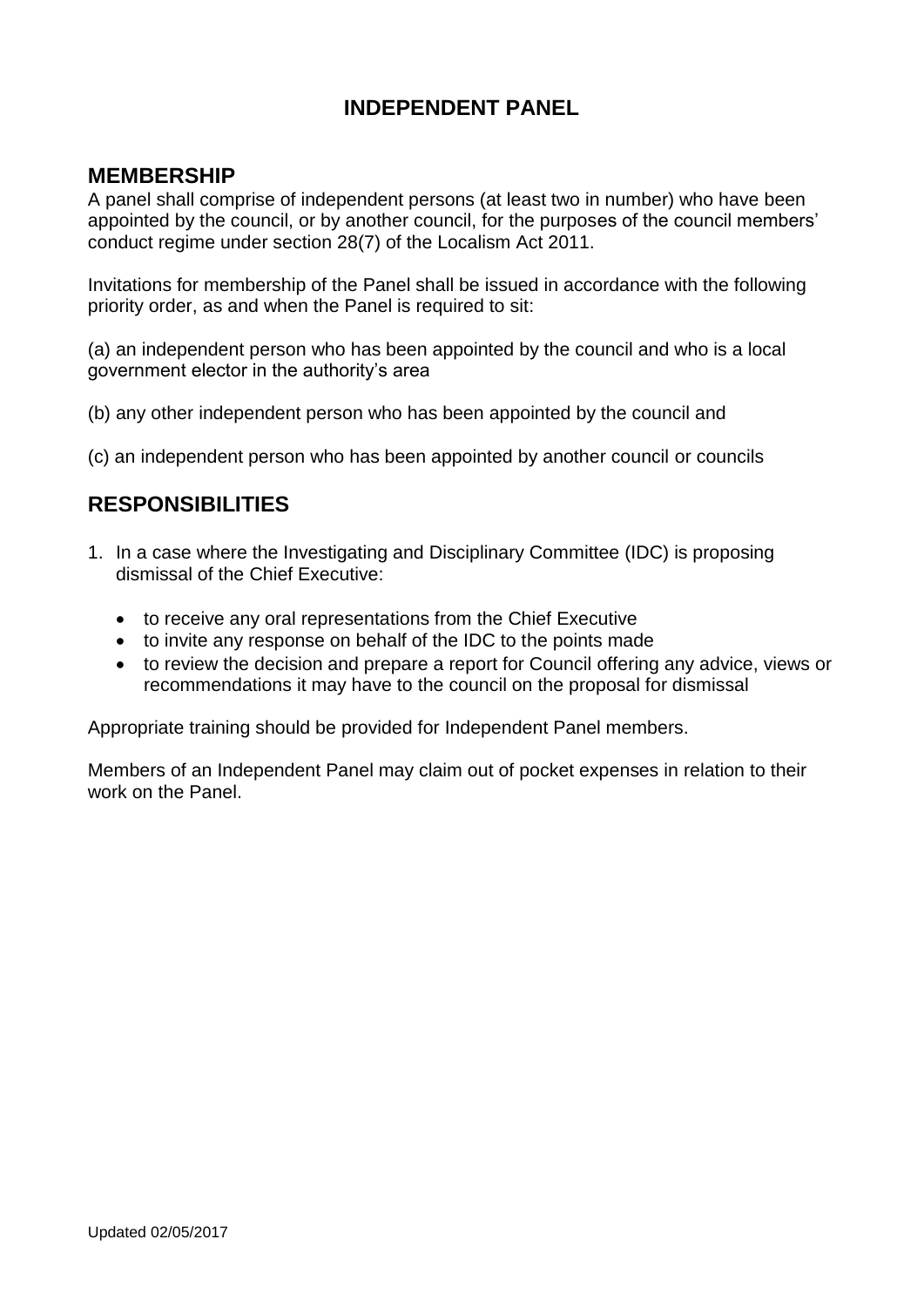# INDEPENDENT PANEL

## MEMBERSHIP

A panel shall comprise of independent persons (at least two in number) who have been appointed by the council, or by another council, for the purposes of the council members' conduct regime under section 28(7) of the Localism Act 2011.

Invitations for membership of the Panel shall be issued in accordance with the following priority order, as and when the Panel is required to sit:

(a) an independent person who has been appointed by the council and who is a local government elector in the authority's area

(b) any other independent person who has been appointed by the council and

(c) an independent person who has been appointed by another council or councils

## RESPONSIBILITIES

1. In a case where the Investigating and Disciplinary Committee (IDC) is proposing dismissal of the Chief Executive:
   - to receive any oral representations from the Chief Executive
   - to invite any response on behalf of the IDC to the points made
   - to review the decision and prepare a report for Council offering any advice, views or recommendations it may have to the council on the proposal for dismissal

Appropriate training should be provided for Independent Panel members.

Members of an Independent Panel may claim out of pocket expenses in relation to their work on the Panel.

Updated 02/05/2017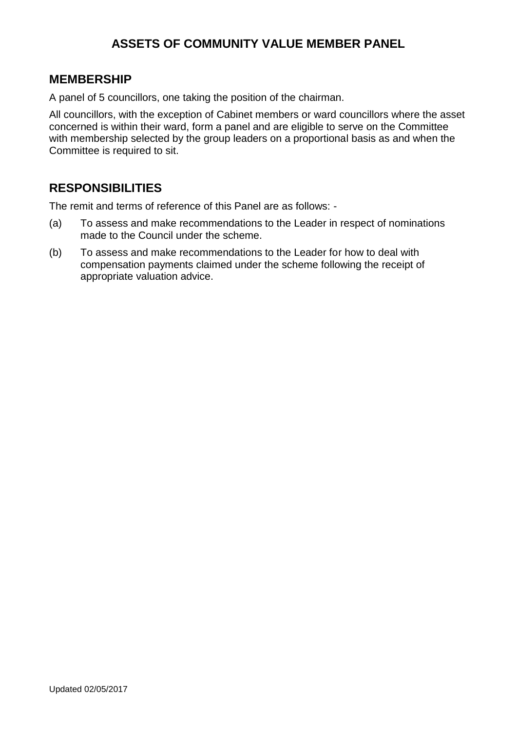# ASSETS OF COMMUNITY VALUE MEMBER PANEL

## MEMBERSHIP

A panel of 5 councillors, one taking the position of the chairman.

All councillors, with the exception of Cabinet members or ward councillors where the asset concerned is within their ward, form a panel and are eligible to serve on the Committee with membership selected by the group leaders on a proportional basis as and when the Committee is required to sit.

## RESPONSIBILITIES

The remit and terms of reference of this Panel are as follows: -

(a) To assess and make recommendations to the Leader in respect of nominations made to the Council under the scheme.

(b) To assess and make recommendations to the Leader for how to deal with compensation payments claimed under the scheme following the receipt of appropriate valuation advice.

Updated 02/05/2017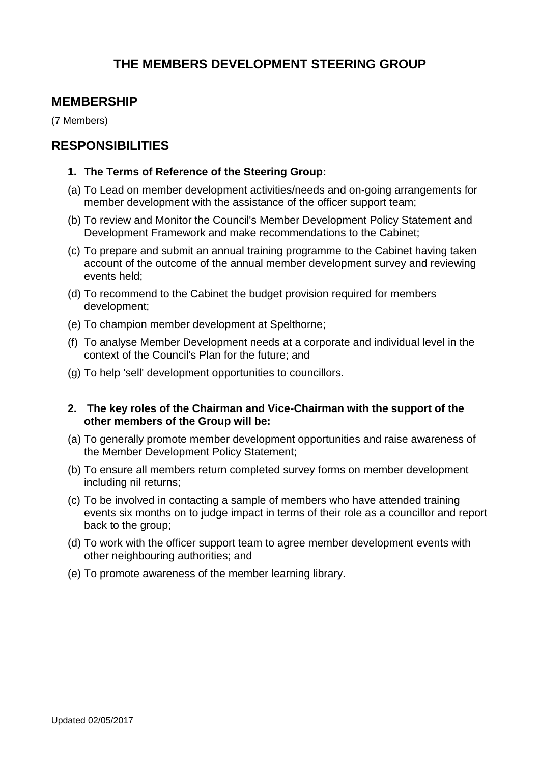# THE MEMBERS DEVELOPMENT STEERING GROUP

## MEMBERSHIP

(7 Members)

## RESPONSIBILITIES

**1. The Terms of Reference of the Steering Group:**

(a) To Lead on member development activities/needs and on-going arrangements for member development with the assistance of the officer support team;

(b) To review and Monitor the Council's Member Development Policy Statement and Development Framework and make recommendations to the Cabinet;

(c) To prepare and submit an annual training programme to the Cabinet having taken account of the outcome of the annual member development survey and reviewing events held;

(d) To recommend to the Cabinet the budget provision required for members development;

(e) To champion member development at Spelthorne;

(f) To analyse Member Development needs at a corporate and individual level in the context of the Council's Plan for the future; and

(g) To help 'sell' development opportunities to councillors.

**2. The key roles of the Chairman and Vice-Chairman with the support of the other members of the Group will be:**

(a) To generally promote member development opportunities and raise awareness of the Member Development Policy Statement;

(b) To ensure all members return completed survey forms on member development including nil returns;

(c) To be involved in contacting a sample of members who have attended training events six months on to judge impact in terms of their role as a councillor and report back to the group;

(d) To work with the officer support team to agree member development events with other neighbouring authorities; and

(e) To promote awareness of the member learning library.

Updated 02/05/2017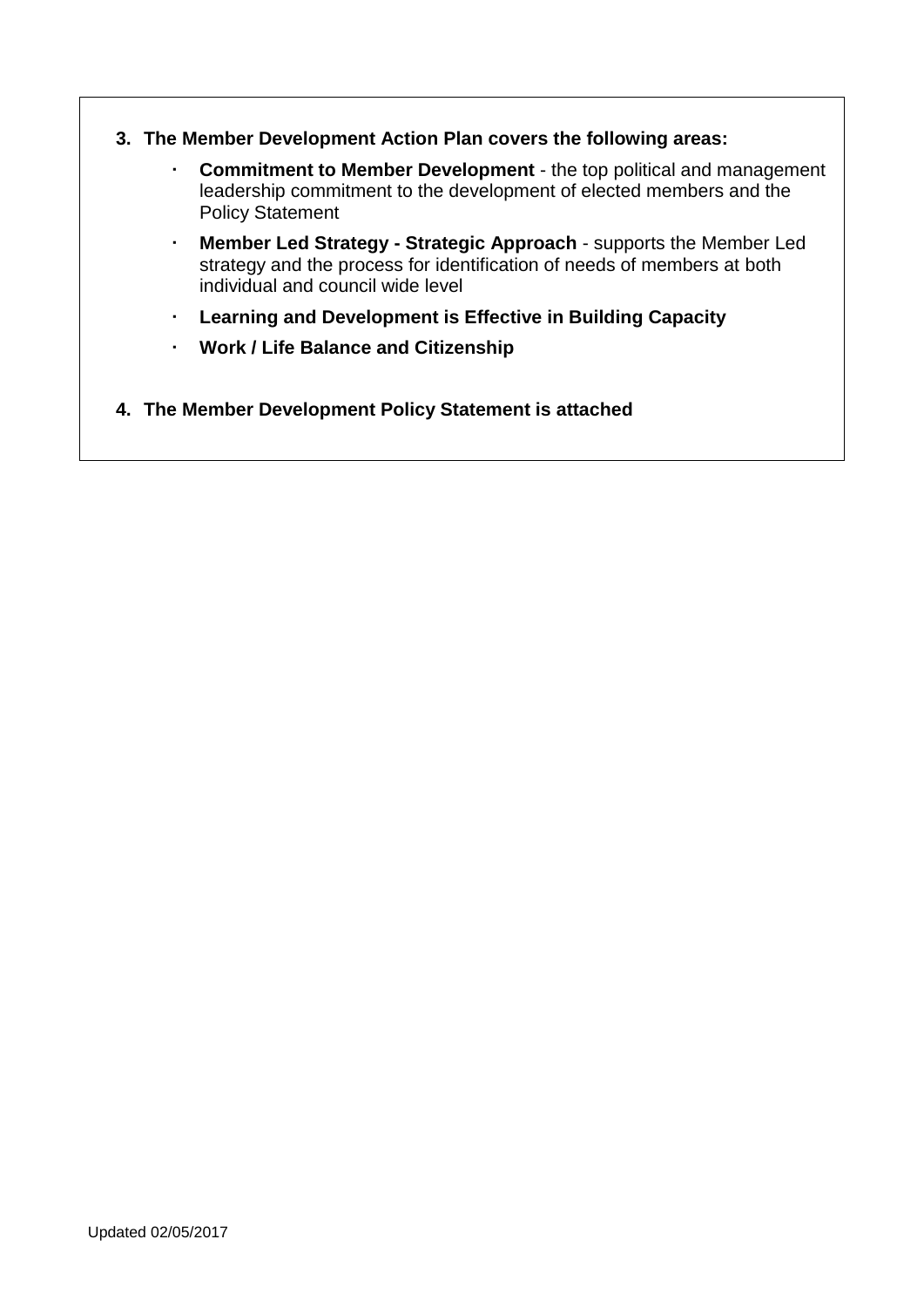3. **The Member Development Action Plan covers the following areas:**
   - **Commitment to Member Development** - the top political and management leadership commitment to the development of elected members and the Policy Statement
   - **Member Led Strategy - Strategic Approach** - supports the Member Led strategy and the process for identification of needs of members at both individual and council wide level
   - **Learning and Development is Effective in Building Capacity**
   - **Work / Life Balance and Citizenship**

4. **The Member Development Policy Statement is attached**

Updated 02/05/2017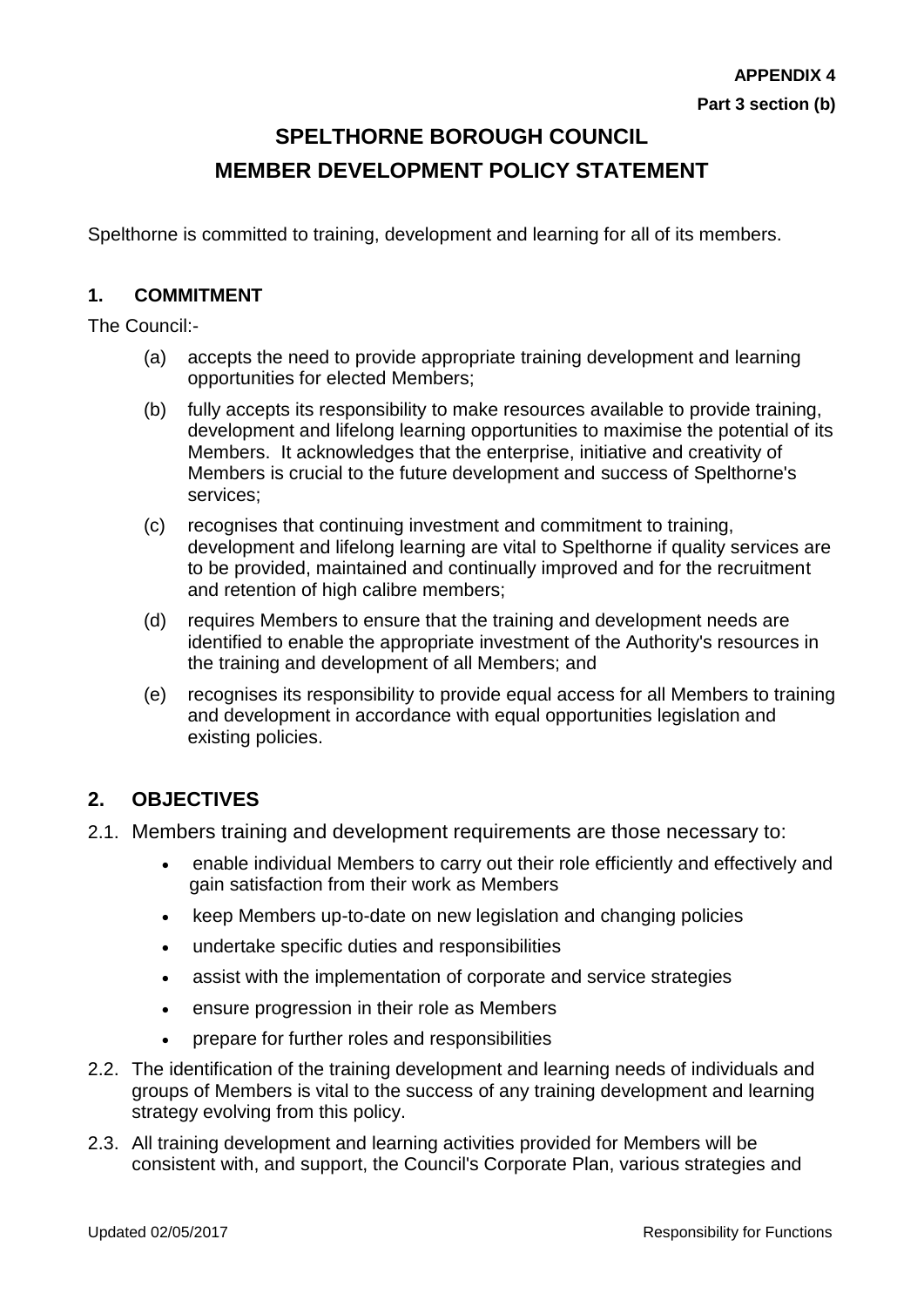**APPENDIX 4**

**Part 3 section (b)**

# SPELTHORNE BOROUGH COUNCIL
# MEMBER DEVELOPMENT POLICY STATEMENT

Spelthorne is committed to training, development and learning for all of its members.

## 1. COMMITMENT

The Council:-

(a) accepts the need to provide appropriate training development and learning opportunities for elected Members;

(b) fully accepts its responsibility to make resources available to provide training, development and lifelong learning opportunities to maximise the potential of its Members. It acknowledges that the enterprise, initiative and creativity of Members is crucial to the future development and success of Spelthorne's services;

(c) recognises that continuing investment and commitment to training, development and lifelong learning are vital to Spelthorne if quality services are to be provided, maintained and continually improved and for the recruitment and retention of high calibre members;

(d) requires Members to ensure that the training and development needs are identified to enable the appropriate investment of the Authority's resources in the training and development of all Members; and

(e) recognises its responsibility to provide equal access for all Members to training and development in accordance with equal opportunities legislation and existing policies.

## 2. OBJECTIVES

2.1. Members training and development requirements are those necessary to:

- enable individual Members to carry out their role efficiently and effectively and gain satisfaction from their work as Members
- keep Members up-to-date on new legislation and changing policies
- undertake specific duties and responsibilities
- assist with the implementation of corporate and service strategies
- ensure progression in their role as Members
- prepare for further roles and responsibilities

2.2. The identification of the training development and learning needs of individuals and groups of Members is vital to the success of any training development and learning strategy evolving from this policy.

2.3. All training development and learning activities provided for Members will be consistent with, and support, the Council's Corporate Plan, various strategies and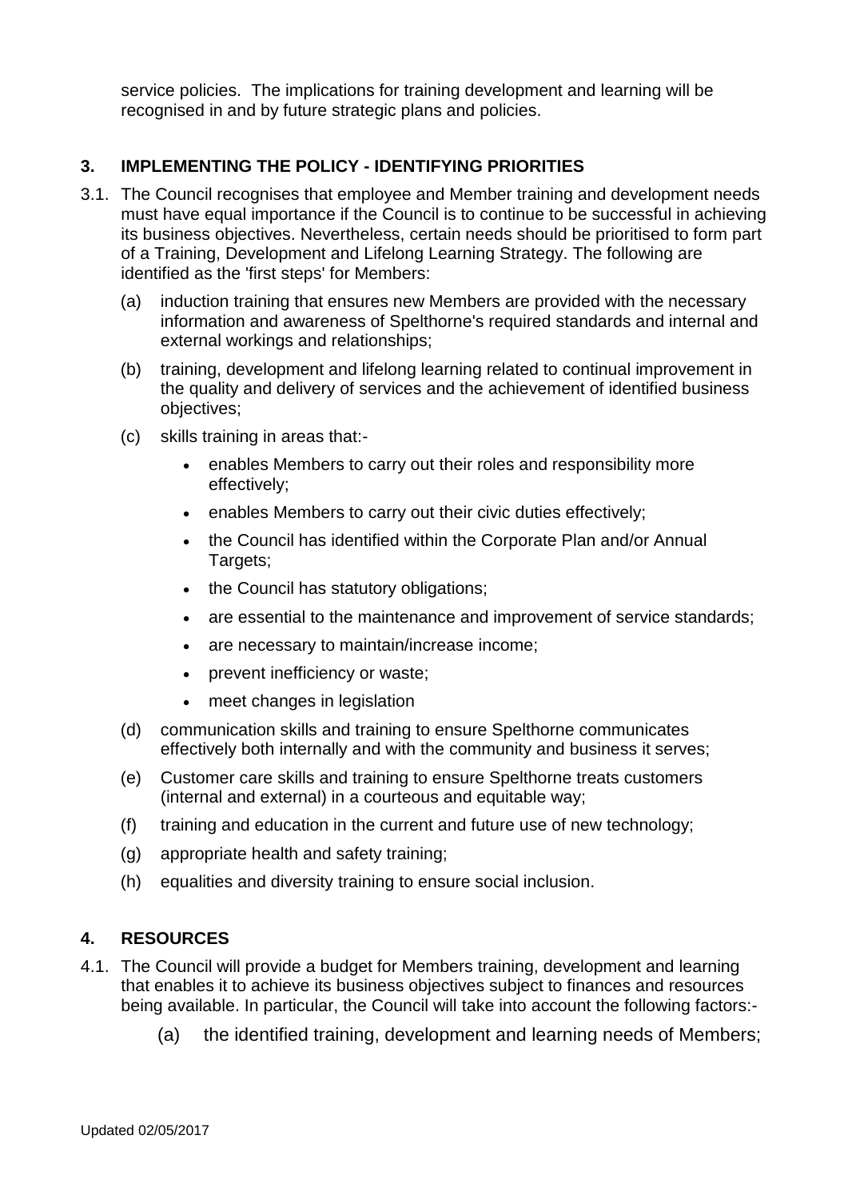service policies. The implications for training development and learning will be recognised in and by future strategic plans and policies.

## 3. IMPLEMENTING THE POLICY - IDENTIFYING PRIORITIES

3.1. The Council recognises that employee and Member training and development needs must have equal importance if the Council is to continue to be successful in achieving its business objectives. Nevertheless, certain needs should be prioritised to form part of a Training, Development and Lifelong Learning Strategy. The following are identified as the 'first steps' for Members:

(a) induction training that ensures new Members are provided with the necessary information and awareness of Spelthorne's required standards and internal and external workings and relationships;

(b) training, development and lifelong learning related to continual improvement in the quality and delivery of services and the achievement of identified business objectives;

(c) skills training in areas that:-

- enables Members to carry out their roles and responsibility more effectively;
- enables Members to carry out their civic duties effectively;
- the Council has identified within the Corporate Plan and/or Annual Targets;
- the Council has statutory obligations;
- are essential to the maintenance and improvement of service standards;
- are necessary to maintain/increase income;
- prevent inefficiency or waste;
- meet changes in legislation

(d) communication skills and training to ensure Spelthorne communicates effectively both internally and with the community and business it serves;

(e) Customer care skills and training to ensure Spelthorne treats customers (internal and external) in a courteous and equitable way;

(f) training and education in the current and future use of new technology;

(g) appropriate health and safety training;

(h) equalities and diversity training to ensure social inclusion.

## 4. RESOURCES

4.1. The Council will provide a budget for Members training, development and learning that enables it to achieve its business objectives subject to finances and resources being available. In particular, the Council will take into account the following factors:-

(a) the identified training, development and learning needs of Members;

Updated 02/05/2017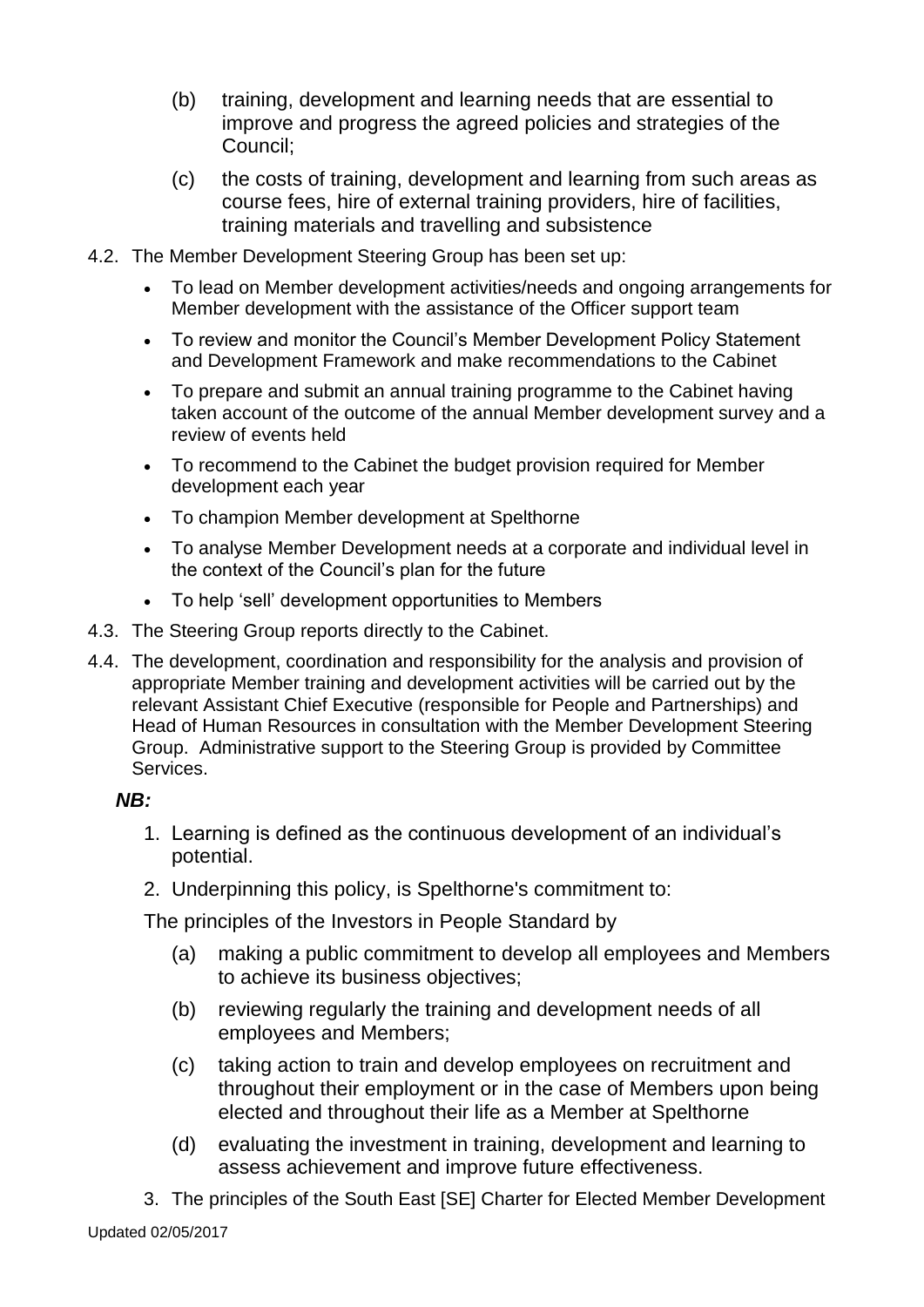(b) training, development and learning needs that are essential to improve and progress the agreed policies and strategies of the Council;

(c) the costs of training, development and learning from such areas as course fees, hire of external training providers, hire of facilities, training materials and travelling and subsistence

4.2. The Member Development Steering Group has been set up:

- To lead on Member development activities/needs and ongoing arrangements for Member development with the assistance of the Officer support team
- To review and monitor the Council's Member Development Policy Statement and Development Framework and make recommendations to the Cabinet
- To prepare and submit an annual training programme to the Cabinet having taken account of the outcome of the annual Member development survey and a review of events held
- To recommend to the Cabinet the budget provision required for Member development each year
- To champion Member development at Spelthorne
- To analyse Member Development needs at a corporate and individual level in the context of the Council's plan for the future
- To help 'sell' development opportunities to Members

4.3. The Steering Group reports directly to the Cabinet.

4.4. The development, coordination and responsibility for the analysis and provision of appropriate Member training and development activities will be carried out by the relevant Assistant Chief Executive (responsible for People and Partnerships) and Head of Human Resources in consultation with the Member Development Steering Group. Administrative support to the Steering Group is provided by Committee Services.

***NB:***

1. Learning is defined as the continuous development of an individual's potential.
2. Underpinning this policy, is Spelthorne's commitment to:

The principles of the Investors in People Standard by

(a) making a public commitment to develop all employees and Members to achieve its business objectives;

(b) reviewing regularly the training and development needs of all employees and Members;

(c) taking action to train and develop employees on recruitment and throughout their employment or in the case of Members upon being elected and throughout their life as a Member at Spelthorne

(d) evaluating the investment in training, development and learning to assess achievement and improve future effectiveness.

3. The principles of the South East [SE] Charter for Elected Member Development

Updated 02/05/2017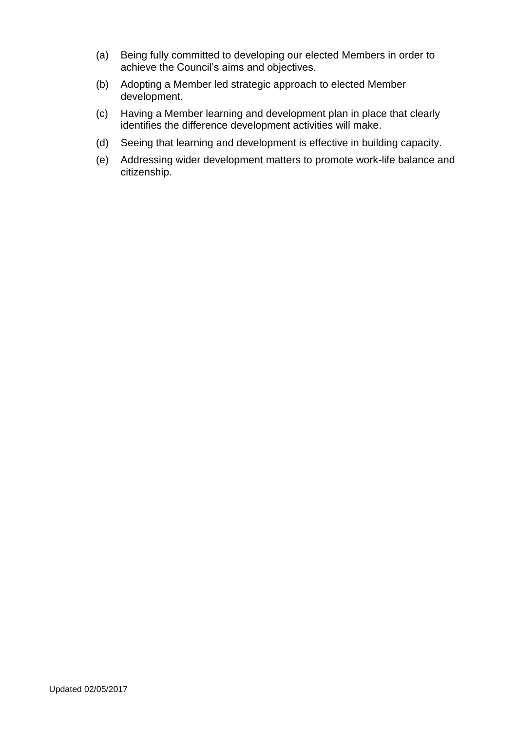(a) Being fully committed to developing our elected Members in order to achieve the Council's aims and objectives.

(b) Adopting a Member led strategic approach to elected Member development.

(c) Having a Member learning and development plan in place that clearly identifies the difference development activities will make.

(d) Seeing that learning and development is effective in building capacity.

(e) Addressing wider development matters to promote work-life balance and citizenship.

Updated 02/05/2017